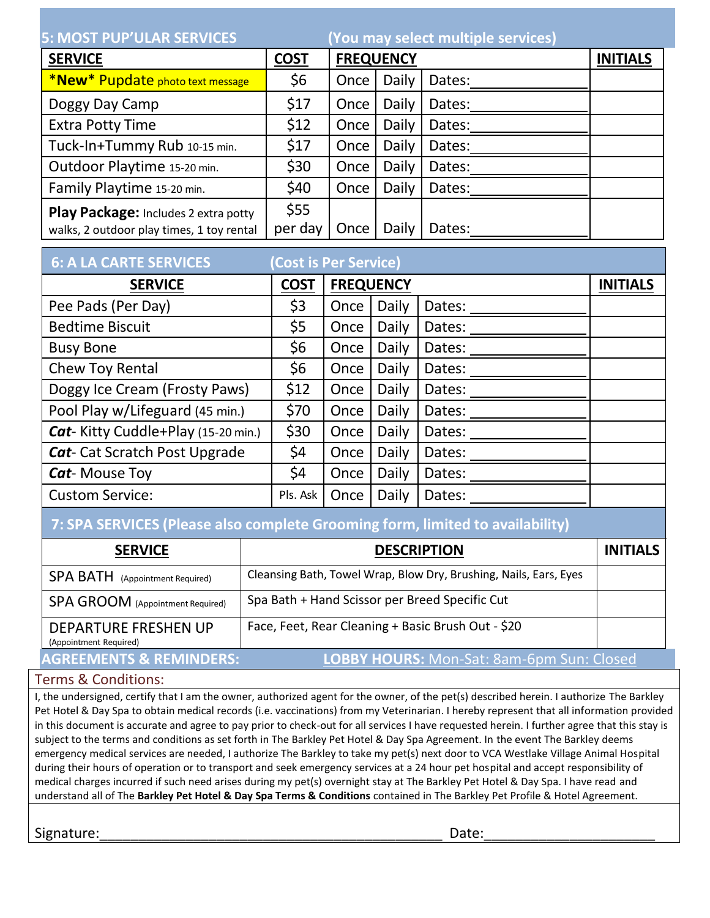## 5: MOST PUP'ULAR SERVICES (You may select multiple services)

| SERVICE | COST | FREQUENCY | | | INITIALS |
|---|---|---|---|---|---|
| \*New\* Pupdate photo text message | $6 | Once | Daily | Dates:__________ | |
| Doggy Day Camp | $17 | Once | Daily | Dates:__________ | |
| Extra Potty Time | $12 | Once | Daily | Dates:__________ | |
| Tuck-In+Tummy Rub 10-15 min. | $17 | Once | Daily | Dates:__________ | |
| Outdoor Playtime 15-20 min. | $30 | Once | Daily | Dates:__________ | |
| Family Playtime 15-20 min. | $40 | Once | Daily | Dates:__________ | |
| **Play Package:** Includes 2 extra potty walks, 2 outdoor play times, 1 toy rental | $55 per day | Once | Daily | Dates:__________ | |

## 6: A LA CARTE SERVICES (Cost is Per Service)

| SERVICE | COST | FREQUENCY | | | INITIALS |
|---|---|---|---|---|---|
| Pee Pads (Per Day) | $3 | Once | Daily | Dates: __________ | |
| Bedtime Biscuit | $5 | Once | Daily | Dates: __________ | |
| Busy Bone | $6 | Once | Daily | Dates: __________ | |
| Chew Toy Rental | $6 | Once | Daily | Dates: __________ | |
| Doggy Ice Cream (Frosty Paws) | $12 | Once | Daily | Dates: __________ | |
| Pool Play w/Lifeguard (45 min.) | $70 | Once | Daily | Dates: __________ | |
| ***Cat***- Kitty Cuddle+Play (15-20 min.) | $30 | Once | Daily | Dates: __________ | |
| ***Cat***- Cat Scratch Post Upgrade | $4 | Once | Daily | Dates: __________ | |
| ***Cat***- Mouse Toy | $4 | Once | Daily | Dates: __________ | |
| Custom Service: | Pls. Ask | Once | Daily | Dates: __________ | |

## 7: SPA SERVICES (Please also complete Grooming form, limited to availability)

| SERVICE | DESCRIPTION | INITIALS |
|---|---|---|
| SPA BATH (Appointment Required) | Cleansing Bath, Towel Wrap, Blow Dry, Brushing, Nails, Ears, Eyes | |
| SPA GROOM (Appointment Required) | Spa Bath + Hand Scissor per Breed Specific Cut | |
| DEPARTURE FRESHEN UP (Appointment Required) | Face, Feet, Rear Cleaning + Basic Brush Out - $20 | |

## AGREEMENTS & REMINDERS: LOBBY HOURS: Mon-Sat: 8am-6pm Sun: Closed

Terms & Conditions:

I, the undersigned, certify that I am the owner, authorized agent for the owner, of the pet(s) described herein. I authorize The Barkley Pet Hotel & Day Spa to obtain medical records (i.e. vaccinations) from my Veterinarian. I hereby represent that all information provided in this document is accurate and agree to pay prior to check-out for all services I have requested herein. I further agree that this stay is subject to the terms and conditions as set forth in The Barkley Pet Hotel & Day Spa Agreement. In the event The Barkley deems emergency medical services are needed, I authorize The Barkley to take my pet(s) next door to VCA Westlake Village Animal Hospital during their hours of operation or to transport and seek emergency services at a 24 hour pet hospital and accept responsibility of medical charges incurred if such need arises during my pet(s) overnight stay at The Barkley Pet Hotel & Day Spa. I have read and understand all of The **Barkley Pet Hotel & Day Spa Terms & Conditions** contained in The Barkley Pet Profile & Hotel Agreement.

Signature:______________________________________________ Date:______________________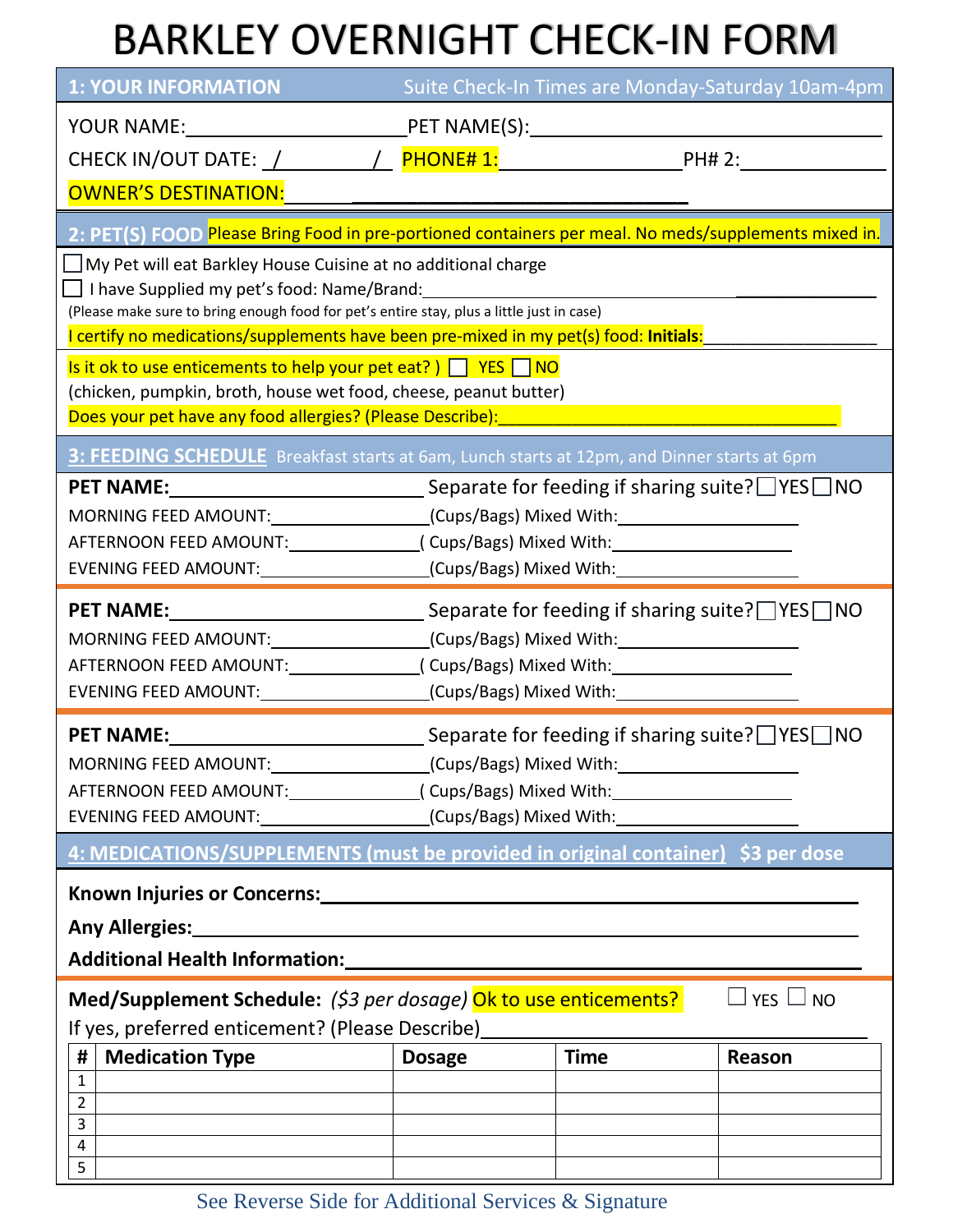# BARKLEY OVERNIGHT CHECK-IN FORM

## 1: YOUR INFORMATION

Suite Check-In Times are Monday-Saturday 10am-4pm

YOUR NAME:____________________ PET NAME(S):______________________________

CHECK IN/OUT DATE: /________/ PHONE# 1:________________ PH# 2:____________

OWNER'S DESTINATION:______________________________

## 2: PET(S) FOOD

Please Bring Food in pre-portioned containers per meal. No meds/supplements mixed in.

☐ My Pet will eat Barkley House Cuisine at no additional charge

☐ I have Supplied my pet's food: Name/Brand:______________________________

(Please make sure to bring enough food for pet's entire stay, plus a little just in case)

I certify no medications/supplements have been pre-mixed in my pet(s) food: **Initials**:________________

Is it ok to use enticements to help your pet eat? ) ☐ YES ☐ NO

(chicken, pumpkin, broth, house wet food, cheese, peanut butter)

Does your pet have any food allergies? (Please Describe):______________________________

## 3: FEEDING SCHEDULE

Breakfast starts at 6am, Lunch starts at 12pm, and Dinner starts at 6pm

**PET NAME:**____________________ Separate for feeding if sharing suite? ☐ YES ☐ NO

MORNING FEED AMOUNT:______________(Cups/Bags) Mixed With:________________

AFTERNOON FEED AMOUNT:______________( Cups/Bags) Mixed With:________________

EVENING FEED AMOUNT:______________(Cups/Bags) Mixed With:________________

**PET NAME:**____________________ Separate for feeding if sharing suite? ☐ YES ☐ NO

MORNING FEED AMOUNT:______________(Cups/Bags) Mixed With:________________

AFTERNOON FEED AMOUNT:______________( Cups/Bags) Mixed With:________________

EVENING FEED AMOUNT:______________(Cups/Bags) Mixed With:________________

**PET NAME:**____________________ Separate for feeding if sharing suite? ☐ YES ☐ NO

MORNING FEED AMOUNT:______________(Cups/Bags) Mixed With:________________

AFTERNOON FEED AMOUNT:______________( Cups/Bags) Mixed With:________________

EVENING FEED AMOUNT:______________(Cups/Bags) Mixed With:________________

## 4: MEDICATIONS/SUPPLEMENTS (must be provided in original container) $3 per dose

**Known Injuries or Concerns:**______________________________

**Any Allergies:**______________________________

**Additional Health Information:**______________________________

**Med/Supplement Schedule:** *($3 per dosage)* Ok to use enticements? ☐ YES ☐ NO

If yes, preferred enticement? (Please Describe)______________________________

| # | Medication Type | Dosage | Time | Reason |
|---|---|---|---|---|
| 1 | | | | |
| 2 | | | | |
| 3 | | | | |
| 4 | | | | |
| 5 | | | | |

See Reverse Side for Additional Services & Signature